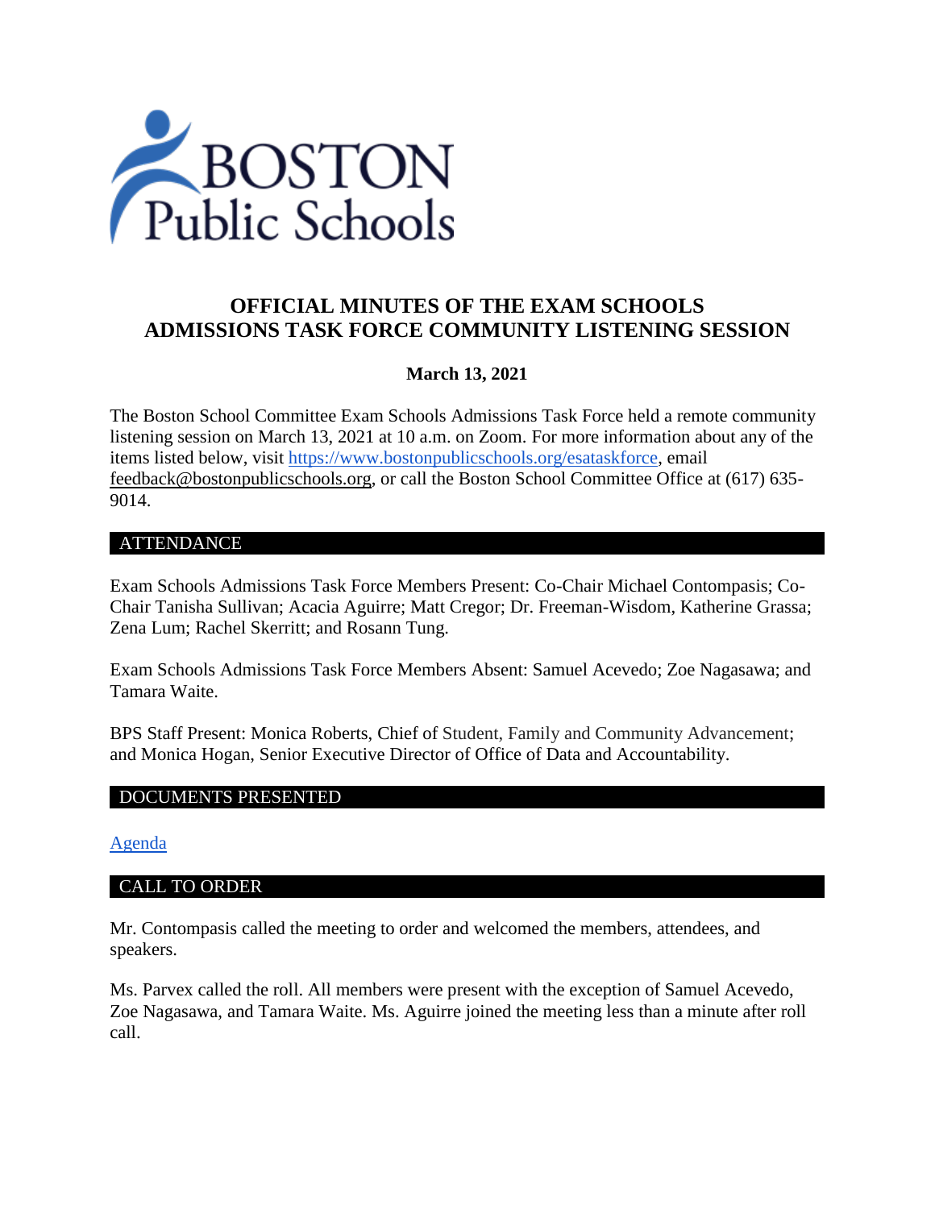# OFFICIAL MINUTES OF THE EXAM SCHOOLS ADMISSIONS TASK FORCE COMMUNITY LISTENING SESSION

**March 13, 2021**

The Boston School Committee Exam Schools Admissions Task Force held a remote community listening session on March 13, 2021 at 10 a.m. on Zoom. For more information about any of the items listed below, visit https://www.bostonpublicschools.org/esataskforce, email feedback@bostonpublicschools.org, or call the Boston School Committee Office at (617) 635-9014.

## ATTENDANCE

Exam Schools Admissions Task Force Members Present: Co-Chair Michael Contompasis; Co-Chair Tanisha Sullivan; Acacia Aguirre; Matt Cregor; Dr. Freeman-Wisdom, Katherine Grassa; Zena Lum; Rachel Skerritt; and Rosann Tung.

Exam Schools Admissions Task Force Members Absent: Samuel Acevedo; Zoe Nagasawa; and Tamara Waite.

BPS Staff Present: Monica Roberts, Chief of Student, Family and Community Advancement; and Monica Hogan, Senior Executive Director of Office of Data and Accountability.

## DOCUMENTS PRESENTED

Agenda

## CALL TO ORDER

Mr. Contompasis called the meeting to order and welcomed the members, attendees, and speakers.

Ms. Parvex called the roll. All members were present with the exception of Samuel Acevedo, Zoe Nagasawa, and Tamara Waite. Ms. Aguirre joined the meeting less than a minute after roll call.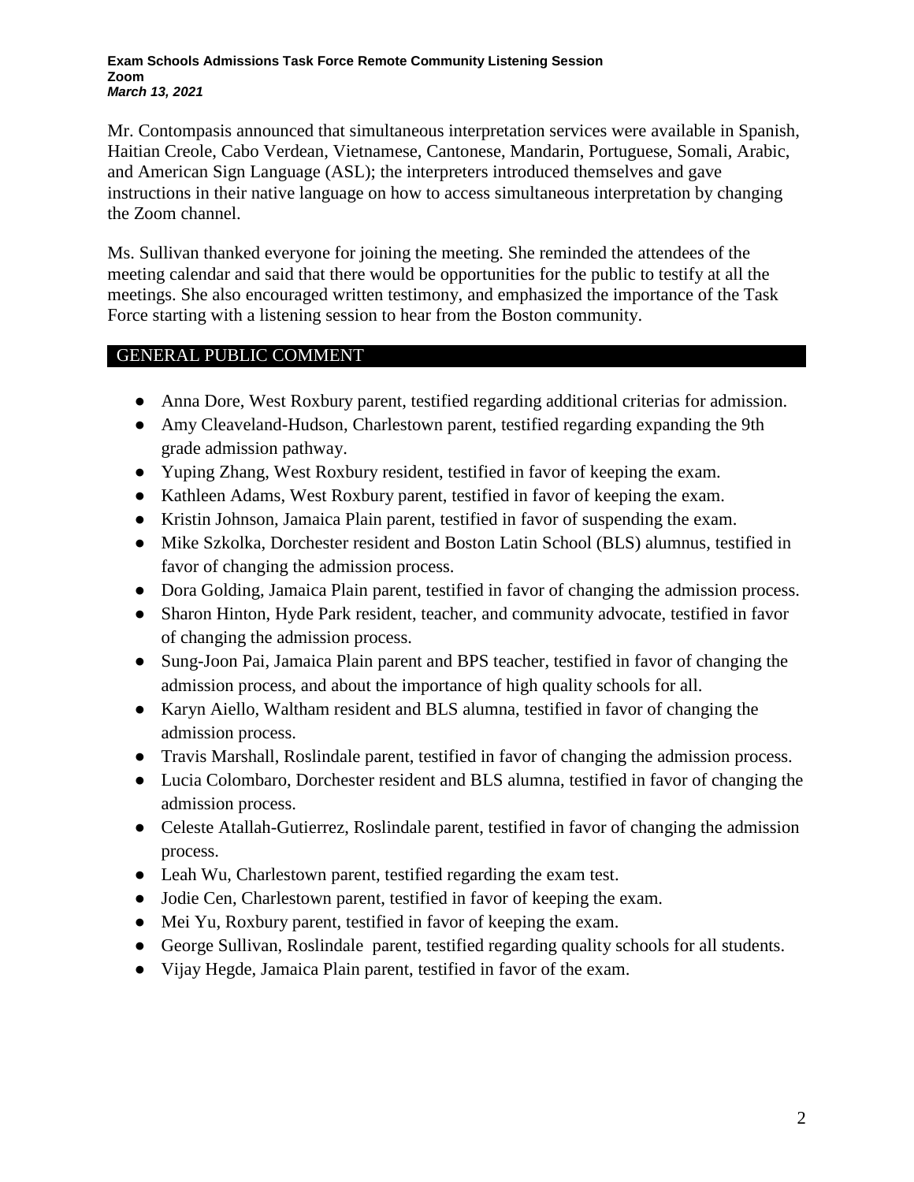Mr. Contompasis announced that simultaneous interpretation services were available in Spanish, Haitian Creole, Cabo Verdean, Vietnamese, Cantonese, Mandarin, Portuguese, Somali, Arabic, and American Sign Language (ASL); the interpreters introduced themselves and gave instructions in their native language on how to access simultaneous interpretation by changing the Zoom channel.

Ms. Sullivan thanked everyone for joining the meeting. She reminded the attendees of the meeting calendar and said that there would be opportunities for the public to testify at all the meetings. She also encouraged written testimony, and emphasized the importance of the Task Force starting with a listening session to hear from the Boston community.

## GENERAL PUBLIC COMMENT

- Anna Dore, West Roxbury parent, testified regarding additional criterias for admission.
- Amy Cleaveland-Hudson, Charlestown parent, testified regarding expanding the 9th grade admission pathway.
- Yuping Zhang, West Roxbury resident, testified in favor of keeping the exam.
- Kathleen Adams, West Roxbury parent, testified in favor of keeping the exam.
- Kristin Johnson, Jamaica Plain parent, testified in favor of suspending the exam.
- Mike Szkolka, Dorchester resident and Boston Latin School (BLS) alumnus, testified in favor of changing the admission process.
- Dora Golding, Jamaica Plain parent, testified in favor of changing the admission process.
- Sharon Hinton, Hyde Park resident, teacher, and community advocate, testified in favor of changing the admission process.
- Sung-Joon Pai, Jamaica Plain parent and BPS teacher, testified in favor of changing the admission process, and about the importance of high quality schools for all.
- Karyn Aiello, Waltham resident and BLS alumna, testified in favor of changing the admission process.
- Travis Marshall, Roslindale parent, testified in favor of changing the admission process.
- Lucia Colombaro, Dorchester resident and BLS alumna, testified in favor of changing the admission process.
- Celeste Atallah-Gutierrez, Roslindale parent, testified in favor of changing the admission process.
- Leah Wu, Charlestown parent, testified regarding the exam test.
- Jodie Cen, Charlestown parent, testified in favor of keeping the exam.
- Mei Yu, Roxbury parent, testified in favor of keeping the exam.
- George Sullivan, Roslindale parent, testified regarding quality schools for all students.
- Vijay Hegde, Jamaica Plain parent, testified in favor of the exam.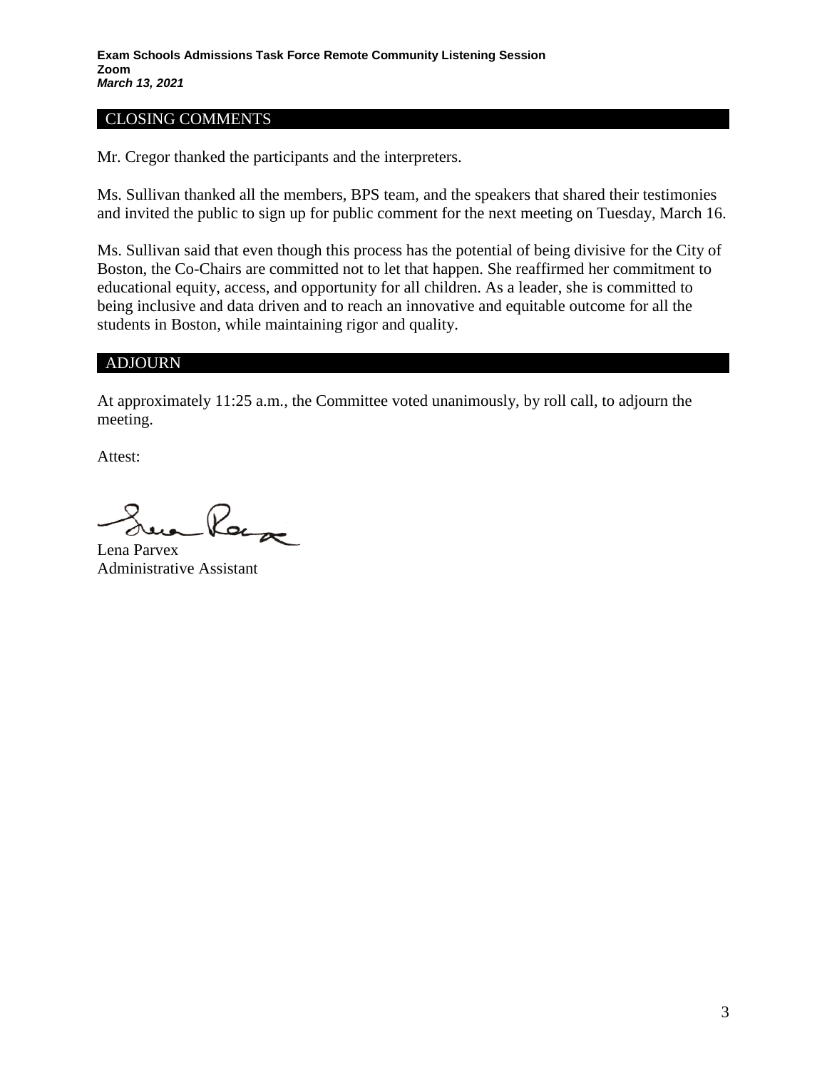## CLOSING COMMENTS

Mr. Cregor thanked the participants and the interpreters.

Ms. Sullivan thanked all the members, BPS team, and the speakers that shared their testimonies and invited the public to sign up for public comment for the next meeting on Tuesday, March 16.

Ms. Sullivan said that even though this process has the potential of being divisive for the City of Boston, the Co-Chairs are committed not to let that happen. She reaffirmed her commitment to educational equity, access, and opportunity for all children. As a leader, she is committed to being inclusive and data driven and to reach an innovative and equitable outcome for all the students in Boston, while maintaining rigor and quality.

## ADJOURN

At approximately 11:25 a.m., the Committee voted unanimously, by roll call, to adjourn the meeting.

Attest:

Lena Parvex
Administrative Assistant